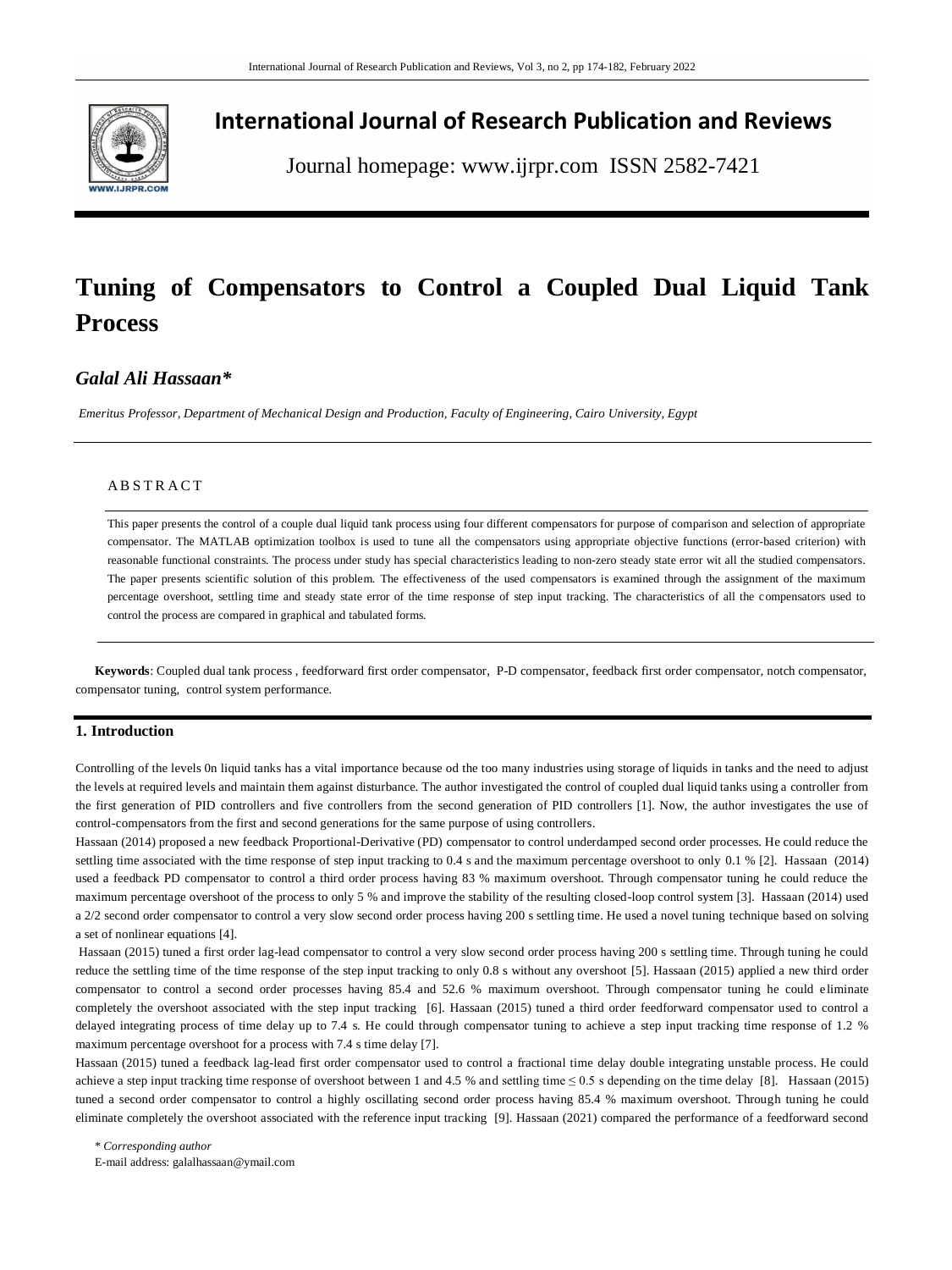# International Journal of Research Publication and Reviews

Journal homepage: www.ijrpr.com ISSN 2582-7421

# Tuning of Compensators to Control a Coupled Dual Liquid Tank Process

***Galal Ali Hassaan****

*Emeritus Professor, Department of Mechanical Design and Production, Faculty of Engineering, Cairo University, Egypt*

## ABSTRACT

This paper presents the control of a couple dual liquid tank process using four different compensators for purpose of comparison and selection of appropriate compensator. The MATLAB optimization toolbox is used to tune all the compensators using appropriate objective functions (error-based criterion) with reasonable functional constraints. The process under study has special characteristics leading to non-zero steady state error wit all the studied compensators. The paper presents scientific solution of this problem. The effectiveness of the used compensators is examined through the assignment of the maximum percentage overshoot, settling time and steady state error of the time response of step input tracking. The characteristics of all the compensators used to control the process are compared in graphical and tabulated forms.

**Keywords**: Coupled dual tank process , feedforward first order compensator, P-D compensator, feedback first order compensator, notch compensator, compensator tuning, control system performance.

## 1. Introduction

Controlling of the levels 0n liquid tanks has a vital importance because od the too many industries using storage of liquids in tanks and the need to adjust the levels at required levels and maintain them against disturbance. The author investigated the control of coupled dual liquid tanks using a controller from the first generation of PID controllers and five controllers from the second generation of PID controllers [1]. Now, the author investigates the use of control-compensators from the first and second generations for the same purpose of using controllers.

Hassaan (2014) proposed a new feedback Proportional-Derivative (PD) compensator to control underdamped second order processes. He could reduce the settling time associated with the time response of step input tracking to 0.4 s and the maximum percentage overshoot to only 0.1 % [2]. Hassaan (2014) used a feedback PD compensator to control a third order process having 83 % maximum overshoot. Through compensator tuning he could reduce the maximum percentage overshoot of the process to only 5 % and improve the stability of the resulting closed-loop control system [3]. Hassaan (2014) used a 2/2 second order compensator to control a very slow second order process having 200 s settling time. He used a novel tuning technique based on solving a set of nonlinear equations [4].

Hassaan (2015) tuned a first order lag-lead compensator to control a very slow second order process having 200 s settling time. Through tuning he could reduce the settling time of the time response of the step input tracking to only 0.8 s without any overshoot [5]. Hassaan (2015) applied a new third order compensator to control a second order processes having 85.4 and 52.6 % maximum overshoot. Through compensator tuning he could eliminate completely the overshoot associated with the step input tracking [6]. Hassaan (2015) tuned a third order feedforward compensator used to control a delayed integrating process of time delay up to 7.4 s. He could through compensator tuning to achieve a step input tracking time response of 1.2 % maximum percentage overshoot for a process with 7.4 s time delay [7].

Hassaan (2015) tuned a feedback lag-lead first order compensator used to control a fractional time delay double integrating unstable process. He could achieve a step input tracking time response of overshoot between 1 and 4.5 % and settling time ≤ 0.5 s depending on the time delay [8]. Hassaan (2015) tuned a second order compensator to control a highly oscillating second order process having 85.4 % maximum overshoot. Through tuning he could eliminate completely the overshoot associated with the reference input tracking [9]. Hassaan (2021) compared the performance of a feedforward second

\* *Corresponding author*

E-mail address: galalhassaan@ymail.com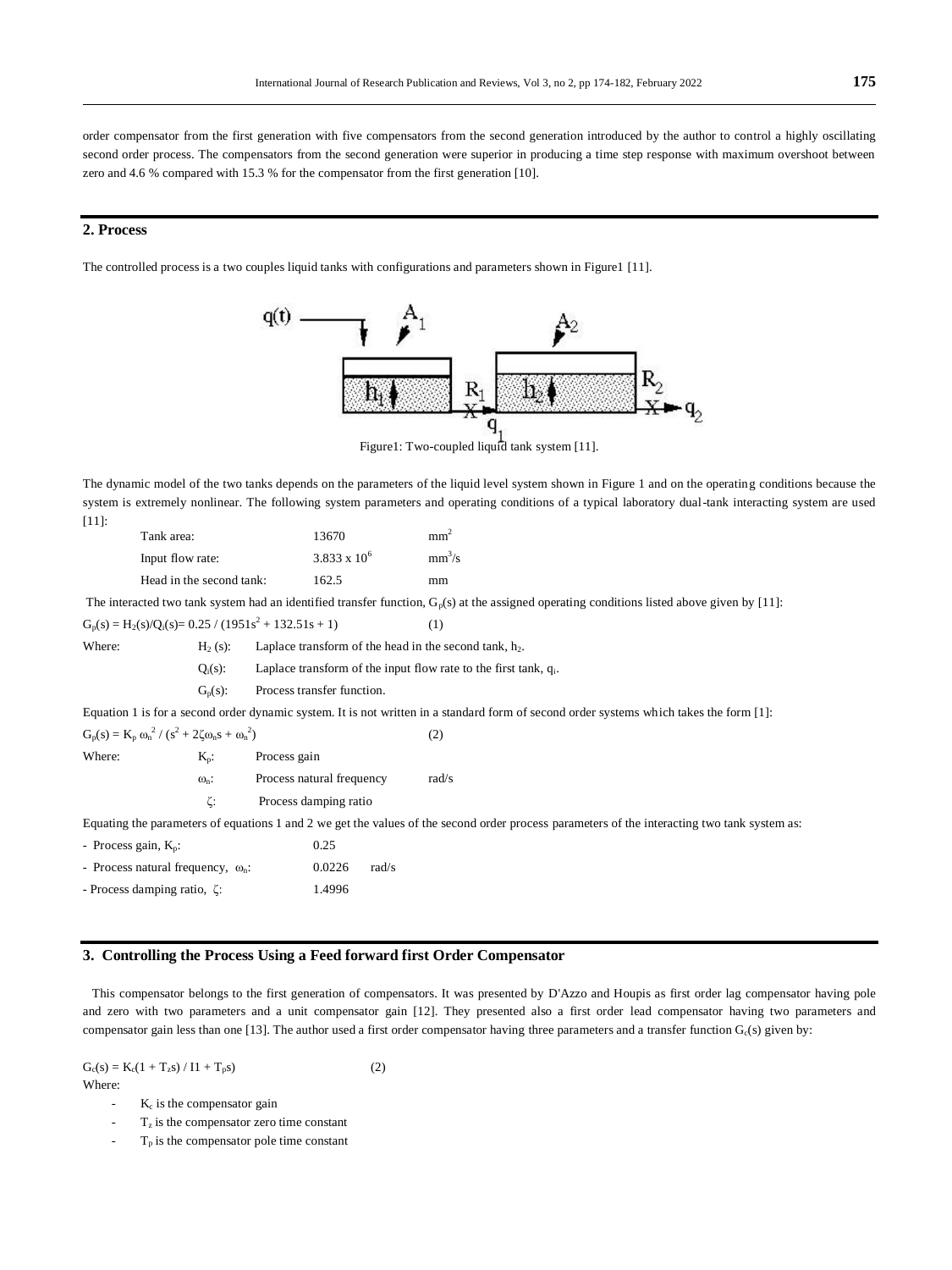order compensator from the first generation with five compensators from the second generation introduced by the author to control a highly oscillating second order process. The compensators from the second generation were superior in producing a time step response with maximum overshoot between zero and 4.6 % compared with 15.3 % for the compensator from the first generation [10].

## 2. Process

The controlled process is a two couples liquid tanks with configurations and parameters shown in Figure1 [11].

Figure1: Two-coupled liquid tank system [11].

The dynamic model of the two tanks depends on the parameters of the liquid level system shown in Figure 1 and on the operating conditions because the system is extremely nonlinear. The following system parameters and operating conditions of a typical laboratory dual-tank interacting system are used [11]:

| | | |
|---|---|---|
| Tank area: | 13670 | $mm^2$ |
| Input flow rate: | $3.833 \times 10^6$ | $mm^3/s$ |
| Head in the second tank: | 162.5 | mm |

The interacted two tank system had an identified transfer function, $G_p(s)$ at the assigned operating conditions listed above given by [11]:

$$G_p(s) = H_2(s)/Q_i(s) = 0.25 / (1951s^2 + 132.51s + 1) \quad (1)$$

Where:

- $H_2$ (s): Laplace transform of the head in the second tank, $h_2$.
- $Q_i(s)$: Laplace transform of the input flow rate to the first tank, $q_i$.
- $G_p(s)$: Process transfer function.

Equation 1 is for a second order dynamic system. It is not written in a standard form of second order systems which takes the form [1]:

$$G_p(s) = K_p\, \omega_n^2 / (s^2 + 2\zeta\omega_n s + \omega_n^2) \quad (2)$$

Where:

- $K_p$: Process gain
- $\omega_n$: Process natural frequency rad/s
- $\zeta$: Process damping ratio

Equating the parameters of equations 1 and 2 we get the values of the second order process parameters of the interacting two tank system as:

- Process gain, $K_p$: 0.25
- Process natural frequency, $\omega_n$: 0.0226 rad/s
- Process damping ratio, $\zeta$: 1.4996

## 3. Controlling the Process Using a Feed forward first Order Compensator

This compensator belongs to the first generation of compensators. It was presented by D'Azzo and Houpis as first order lag compensator having pole and zero with two parameters and a unit compensator gain [12]. They presented also a first order lead compensator having two parameters and compensator gain less than one [13]. The author used a first order compensator having three parameters and a transfer function $G_c(s)$ given by:

$$G_c(s) = K_c(1 + T_z s) / I1 + T_p s) \quad (2)$$

Where:

- $K_c$ is the compensator gain
- $T_z$ is the compensator zero time constant
- $T_p$ is the compensator pole time constant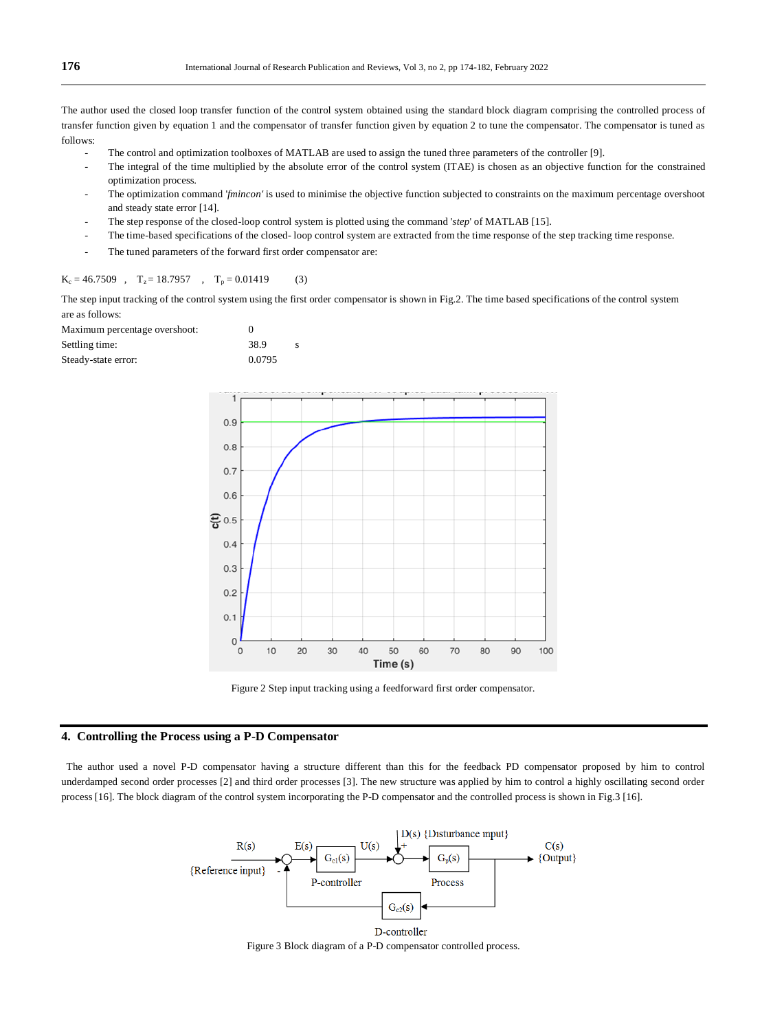The author used the closed loop transfer function of the control system obtained using the standard block diagram comprising the controlled process of transfer function given by equation 1 and the compensator of transfer function given by equation 2 to tune the compensator. The compensator is tuned as follows:

- The control and optimization toolboxes of MATLAB are used to assign the tuned three parameters of the controller [9].
- The integral of the time multiplied by the absolute error of the control system (ITAE) is chosen as an objective function for the constrained optimization process.
- The optimization command '*fmincon*' is used to minimise the objective function subjected to constraints on the maximum percentage overshoot and steady state error [14].
- The step response of the closed-loop control system is plotted using the command '*step*' of MATLAB [15].
- The time-based specifications of the closed- loop control system are extracted from the time response of the step tracking time response.
- The tuned parameters of the forward first order compensator are:

$K_c = 46.7509$ , $T_z = 18.7957$ , $T_p = 0.01419$ (3)

The step input tracking of the control system using the first order compensator is shown in Fig.2. The time based specifications of the control system are as follows:

Maximum percentage overshoot: 0

Settling time: 38.9 s

Steady-state error: 0.0795

Figure 2 Step input tracking using a feedforward first order compensator.

## 4. Controlling the Process using a P-D Compensator

The author used a novel P-D compensator having a structure different than this for the feedback PD compensator proposed by him to control underdamped second order processes [2] and third order processes [3]. The new structure was applied by him to control a highly oscillating second order process [16]. The block diagram of the control system incorporating the P-D compensator and the controlled process is shown in Fig.3 [16].

Figure 3 Block diagram of a P-D compensator controlled process.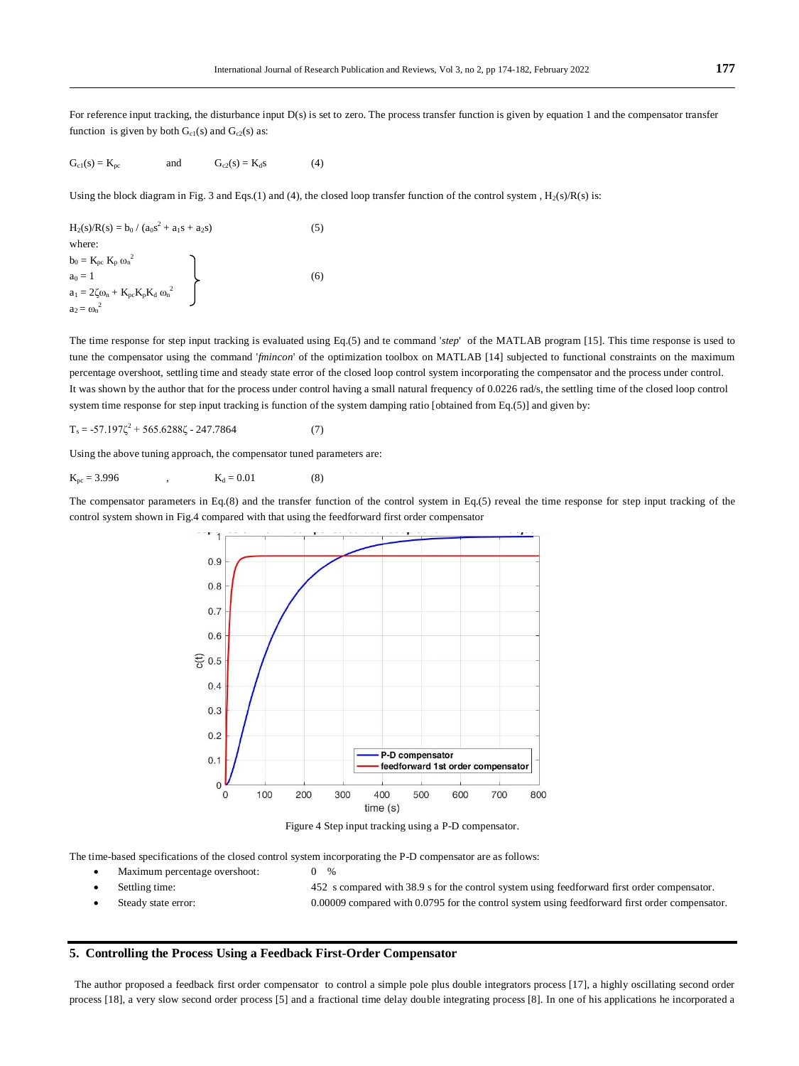For reference input tracking, the disturbance input D(s) is set to zero. The process transfer function is given by equation 1 and the compensator transfer function is given by both $G_{c1}(s)$ and $G_{c2}(s)$ as:

$$G_{c1}(s) = K_{pc} \quad \text{and} \quad G_{c2}(s) = K_d s \qquad (4)$$

Using the block diagram in Fig. 3 and Eqs.(1) and (4), the closed loop transfer function of the control system , $H_2(s)/R(s)$ is:

$$H_2(s)/R(s) = b_0 / (a_0 s^2 + a_1 s + a_2 s) \qquad (5)$$

where:

$$\left.\begin{aligned} b_0 &= K_{pc}\, K_p\, \omega_n^2 \\ a_0 &= 1 \\ a_1 &= 2\zeta\omega_n + K_{pc} K_p K_d\, \omega_n^2 \\ a_2 &= \omega_n^2 \end{aligned}\right\} \qquad (6)$$

The time response for step input tracking is evaluated using Eq.(5) and te command '*step*' of the MATLAB program [15]. This time response is used to tune the compensator using the command '*fmincon*' of the optimization toolbox on MATLAB [14] subjected to functional constraints on the maximum percentage overshoot, settling time and steady state error of the closed loop control system incorporating the compensator and the process under control.

It was shown by the author that for the process under control having a small natural frequency of 0.0226 rad/s, the settling time of the closed loop control system time response for step input tracking is function of the system damping ratio [obtained from Eq.(5)] and given by:

$$T_s = -57.197\zeta^2 + 565.6288\zeta - 247.7864 \qquad (7)$$

Using the above tuning approach, the compensator tuned parameters are:

$$K_{pc} = 3.996 \quad , \quad K_d = 0.01 \qquad (8)$$

The compensator parameters in Eq.(8) and the transfer function of the control system in Eq.(5) reveal the time response for step input tracking of the control system shown in Fig.4 compared with that using the feedforward first order compensator

Figure 4 Step input tracking using a P-D compensator.

The time-based specifications of the closed control system incorporating the P-D compensator are as follows:

- Maximum percentage overshoot: 0 %
- Settling time: 452 s compared with 38.9 s for the control system using feedforward first order compensator.
- Steady state error: 0.00009 compared with 0.0795 for the control system using feedforward first order compensator.

## 5. Controlling the Process Using a Feedback First-Order Compensator

The author proposed a feedback first order compensator to control a simple pole plus double integrators process [17], a highly oscillating second order process [18], a very slow second order process [5] and a fractional time delay double integrating process [8]. In one of his applications he incorporated a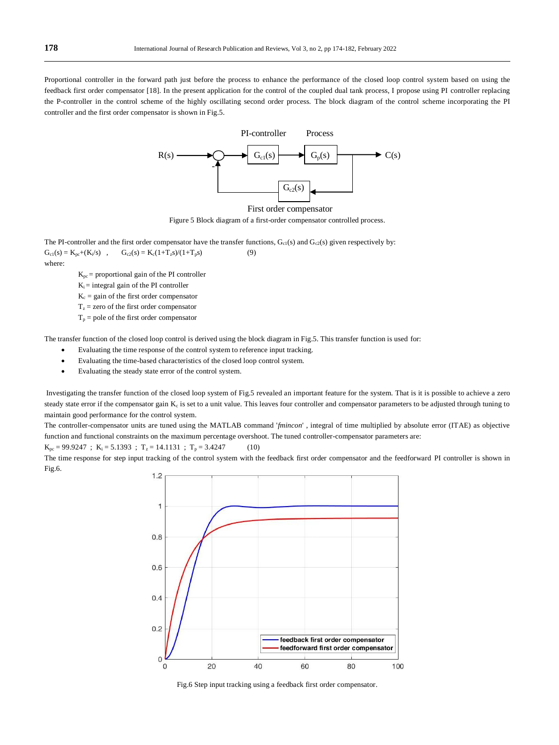Proportional controller in the forward path just before the process to enhance the performance of the closed loop control system based on using the feedback first order compensator [18]. In the present application for the control of the coupled dual tank process, I propose using PI controller replacing the P-controller in the control scheme of the highly oscillating second order process. The block diagram of the control scheme incorporating the PI controller and the first order compensator is shown in Fig.5.

Figure 5 Block diagram of a first-order compensator controlled process.

The PI-controller and the first order compensator have the transfer functions, $G_{c1}(s)$ and $G_{c2}(s)$ given respectively by:

$G_{c1}(s) = K_{pc}+(K_i/s)$ , $G_{c2}(s) = K_c(1+T_zs)/(1+T_ps)$ (9)

where:

- $K_{pc}$ = proportional gain of the PI controller
- $K_i$ = integral gain of the PI controller
- $K_c$ = gain of the first order compensator
- $T_z$ = zero of the first order compensator
- $T_p$ = pole of the first order compensator

The transfer function of the closed loop control is derived using the block diagram in Fig.5. This transfer function is used for:

- Evaluating the time response of the control system to reference input tracking.
- Evaluating the time-based characteristics of the closed loop control system.
- Evaluating the steady state error of the control system.

Investigating the transfer function of the closed loop system of Fig.5 revealed an important feature for the system. That is it is possible to achieve a zero steady state error if the compensator gain $K_c$ is set to a unit value. This leaves four controller and compensator parameters to be adjusted through tuning to maintain good performance for the control system.

The controller-compensator units are tuned using the MATLAB command '*fmincon*' , integral of time multiplied by absolute error (ITAE) as objective function and functional constraints on the maximum percentage overshoot. The tuned controller-compensator parameters are:

$K_{pc}$ = 99.9247 ; $K_i$ = 5.1393 ; $T_z$ = 14.1131 ; $T_p$ = 3.4247 (10)

The time response for step input tracking of the control system with the feedback first order compensator and the feedforward PI controller is shown in Fig.6.

Fig.6 Step input tracking using a feedback first order compensator.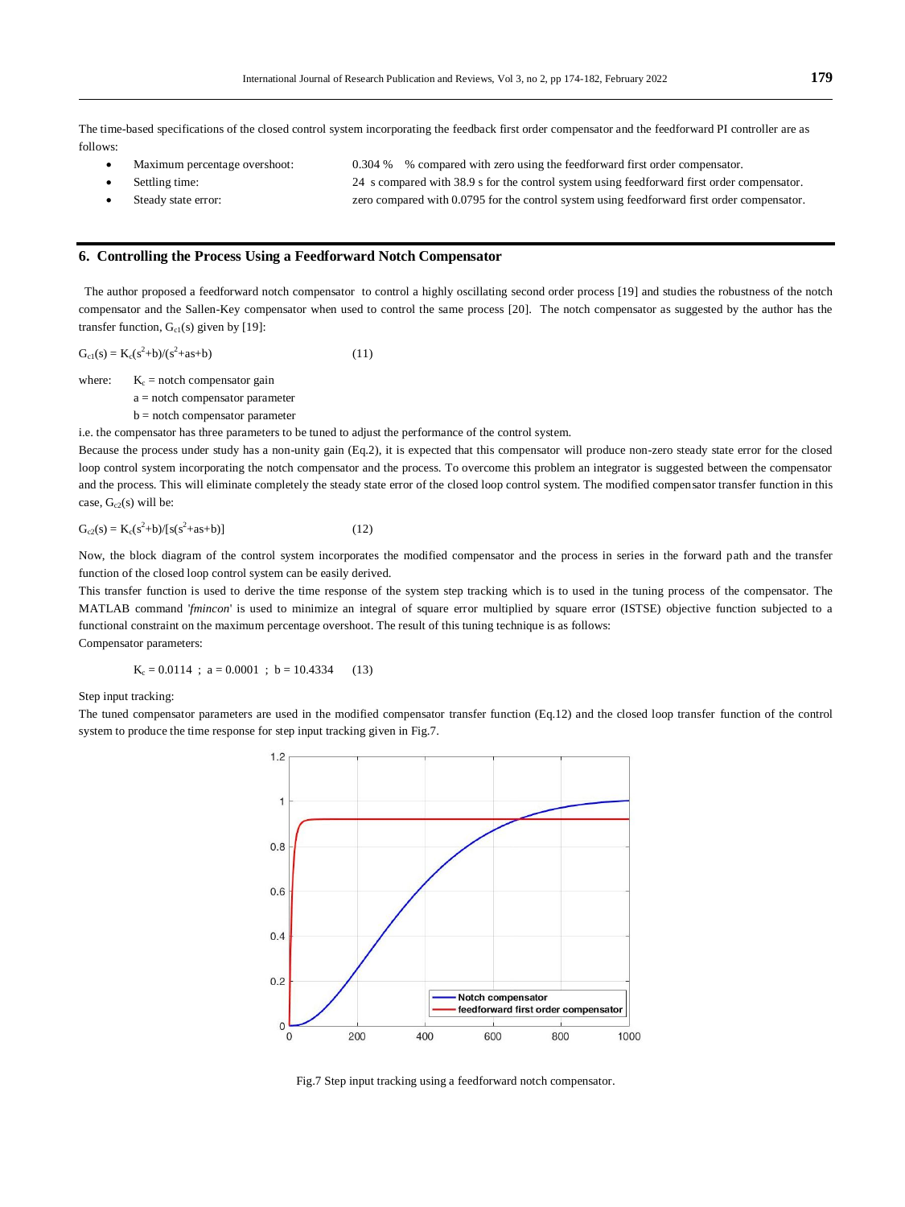The time-based specifications of the closed control system incorporating the feedback first order compensator and the feedforward PI controller are as follows:

- Maximum percentage overshoot: 0.304 % % compared with zero using the feedforward first order compensator.
- Settling time: 24 s compared with 38.9 s for the control system using feedforward first order compensator.
- Steady state error: zero compared with 0.0795 for the control system using feedforward first order compensator.

## 6. Controlling the Process Using a Feedforward Notch Compensator

The author proposed a feedforward notch compensator to control a highly oscillating second order process [19] and studies the robustness of the notch compensator and the Sallen-Key compensator when used to control the same process [20]. The notch compensator as suggested by the author has the transfer function, $G_{c1}(s)$ given by [19]:

$$G_{c1}(s) = K_c(s^2+b)/(s^2+as+b) \qquad (11)$$

where: $K_c$ = notch compensator gain
a = notch compensator parameter
b = notch compensator parameter

i.e. the compensator has three parameters to be tuned to adjust the performance of the control system.

Because the process under study has a non-unity gain (Eq.2), it is expected that this compensator will produce non-zero steady state error for the closed loop control system incorporating the notch compensator and the process. To overcome this problem an integrator is suggested between the compensator and the process. This will eliminate completely the steady state error of the closed loop control system. The modified compensator transfer function in this case, $G_{c2}(s)$ will be:

$$G_{c2}(s) = K_c(s^2+b)/[s(s^2+as+b)] \qquad (12)$$

Now, the block diagram of the control system incorporates the modified compensator and the process in series in the forward path and the transfer function of the closed loop control system can be easily derived.

This transfer function is used to derive the time response of the system step tracking which is to used in the tuning process of the compensator. The MATLAB command '*fmincon*' is used to minimize an integral of square error multiplied by square error (ISTSE) objective function subjected to a functional constraint on the maximum percentage overshoot. The result of this tuning technique is as follows:

Compensator parameters:

$$K_c = 0.0114 \ ; \ a = 0.0001 \ ; \ b = 10.4334 \qquad (13)$$

Step input tracking:

The tuned compensator parameters are used in the modified compensator transfer function (Eq.12) and the closed loop transfer function of the control system to produce the time response for step input tracking given in Fig.7.

Fig.7 Step input tracking using a feedforward notch compensator.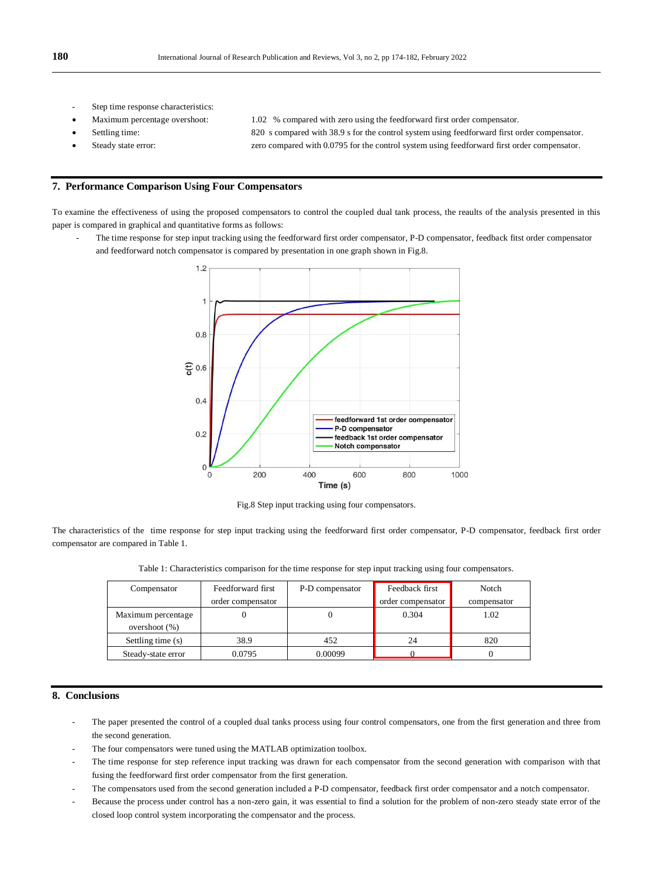- Step time response characteristics:
- Maximum percentage overshoot: 1.02 % compared with zero using the feedforward first order compensator.
- Settling time: 820 s compared with 38.9 s for the control system using feedforward first order compensator.
- Steady state error: zero compared with 0.0795 for the control system using feedforward first order compensator.

## 7. Performance Comparison Using Four Compensators

To examine the effectiveness of using the proposed compensators to control the coupled dual tank process, the reaults of the analysis presented in this paper is compared in graphical and quantitative forms as follows:

- The time response for step input tracking using the feedforward first order compensator, P-D compensator, feedback fitst order compensator and feedforward notch compensator is compared by presentation in one graph shown in Fig.8.

Fig.8 Step input tracking using four compensators.

The characteristics of the time response for step input tracking using the feedforward first order compensator, P-D compensator, feedback first order compensator are compared in Table 1.

Table 1: Characteristics comparison for the time response for step input tracking using four compensators.

| Compensator | Feedforward first order compensator | P-D compensator | Feedback first order compensator | Notch compensator |
|---|---|---|---|---|
| Maximum percentage overshoot (%) | 0 | 0 | 0.304 | 1.02 |
| Settling time (s) | 38.9 | 452 | 24 | 820 |
| Steady-state error | 0.0795 | 0.00099 | 0 | 0 |

## 8. Conclusions

- The paper presented the control of a coupled dual tanks process using four control compensators, one from the first generation and three from the second generation.
- The four compensators were tuned using the MATLAB optimization toolbox.
- The time response for step reference input tracking was drawn for each compensator from the second generation with comparison with that fusing the feedforward first order compensator from the first generation.
- The compensators used from the second generation included a P-D compensator, feedback first order compensator and a notch compensator.
- Because the process under control has a non-zero gain, it was essential to find a solution for the problem of non-zero steady state error of the closed loop control system incorporating the compensator and the process.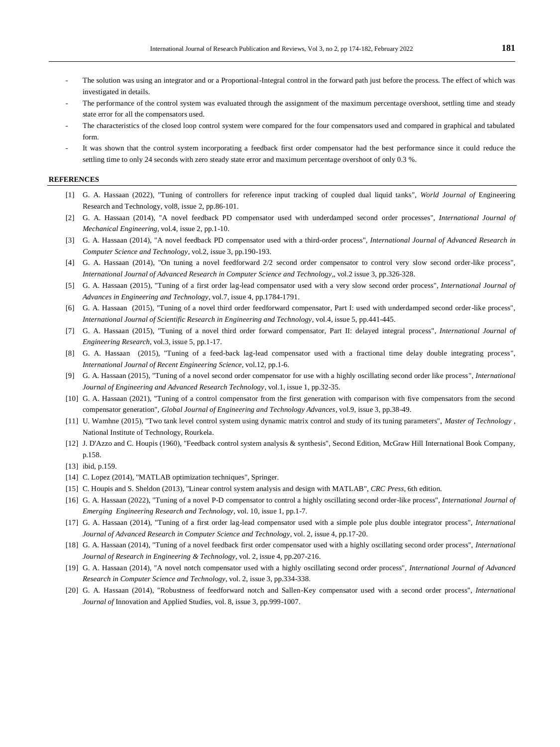- The solution was using an integrator and or a Proportional-Integral control in the forward path just before the process. The effect of which was investigated in details.
- The performance of the control system was evaluated through the assignment of the maximum percentage overshoot, settling time and steady state error for all the compensators used.
- The characteristics of the closed loop control system were compared for the four compensators used and compared in graphical and tabulated form.
- It was shown that the control system incorporating a feedback first order compensator had the best performance since it could reduce the settling time to only 24 seconds with zero steady state error and maximum percentage overshoot of only 0.3 %.

## REFERENCES

[1] G. A. Hassaan (2022), "Tuning of controllers for reference input tracking of coupled dual liquid tanks", *World Journal of* Engineering Research and Technology, vol8, issue 2, pp.86-101.

[2] G. A. Hassaan (2014), "A novel feedback PD compensator used with underdamped second order processes", *International Journal of Mechanical Engineering*, vol.4, issue 2, pp.1-10.

[3] G. A. Hassaan (2014), "A novel feedback PD compensator used with a third-order process", *International Journal of Advanced Research in Computer Science and Technology*, vol.2, issue 3, pp.190-193.

[4] G. A. Hassaan (2014), "On tuning a novel feedforward 2/2 second order compensator to control very slow second order-like process", *International Journal of Advanced Research in Computer Science and Technology*,, vol.2 issue 3, pp.326-328.

[5] G. A. Hassaan (2015), "Tuning of a first order lag-lead compensator used with a very slow second order process", *International Journal of Advances in Engineering and Technology*, vol.7, issue 4, pp.1784-1791.

[6] G. A. Hassaan (2015), "Tuning of a novel third order feedforward compensator, Part I: used with underdamped second order-like process", *International Journal of Scientific Research in Engineering and Technology*, vol.4, issue 5, pp.441-445.

[7] G. A. Hassaan (2015), "Tuning of a novel third order forward compensator, Part II: delayed integral process", *International Journal of Engineering Research*, vol.3, issue 5, pp.1-17.

[8] G. A. Hassaan (2015), "Tuning of a feed-back lag-lead compensator used with a fractional time delay double integrating process", *International Journal of Recent Engineering Science*, vol.12, pp.1-6.

[9] G. A. Hassaan (2015), "Tuning of a novel second order compensator for use with a highly oscillating second order like process", *International Journal of Engineering and Advanced Research Technology*, vol.1, issue 1, pp.32-35.

[10] G. A. Hassaan (2021), "Tuning of a control compensator from the first generation with comparison with five compensators from the second compensator generation", *Global Journal of Engineering and Technology Advances*, vol.9, issue 3, pp.38-49.

[11] U. Wamhne (2015), "Two tank level control system using dynamic matrix control and study of its tuning parameters", *Master of Technology* , National Institute of Technology, Rourkela.

[12] J. D'Azzo and C. Houpis (1960), "Feedback control system analysis & synthesis", Second Edition, McGraw Hill International Book Company, p.158.

[13] ibid, p.159.

[14] C. Lopez (2014), "MATLAB optimization techniques", Springer.

[15] C. Houpis and S. Sheldon (2013), "Linear control system analysis and design with MATLAB", *CRC Press*, 6th edition.

[16] G. A. Hassaan (2022), "Tuning of a novel P-D compensator to control a highly oscillating second order-like process", *International Journal of Emerging Engineering Research and Technology*, vol. 10, issue 1, pp.1-7.

[17] G. A. Hassaan (2014), "Tuning of a first order lag-lead compensator used with a simple pole plus double integrator process", *International Journal of Advanced Research in Computer Science and Technology*, vol. 2, issue 4, pp.17-20.

[18] G. A. Hassaan (2014), "Tuning of a novel feedback first order compensator used with a highly oscillating second order process", *International Journal of Research in Engineering & Technology*, vol. 2, issue 4, pp.207-216.

[19] G. A. Hassaan (2014), "A novel notch compensator used with a highly oscillating second order process", *International Journal of Advanced Research in Computer Science and Technology*, vol. 2, issue 3, pp.334-338.

[20] G. A. Hassaan (2014), "Robustness of feedforward notch and Sallen-Key compensator used with a second order process", *International Journal of* Innovation and Applied Studies, vol. 8, issue 3, pp.999-1007.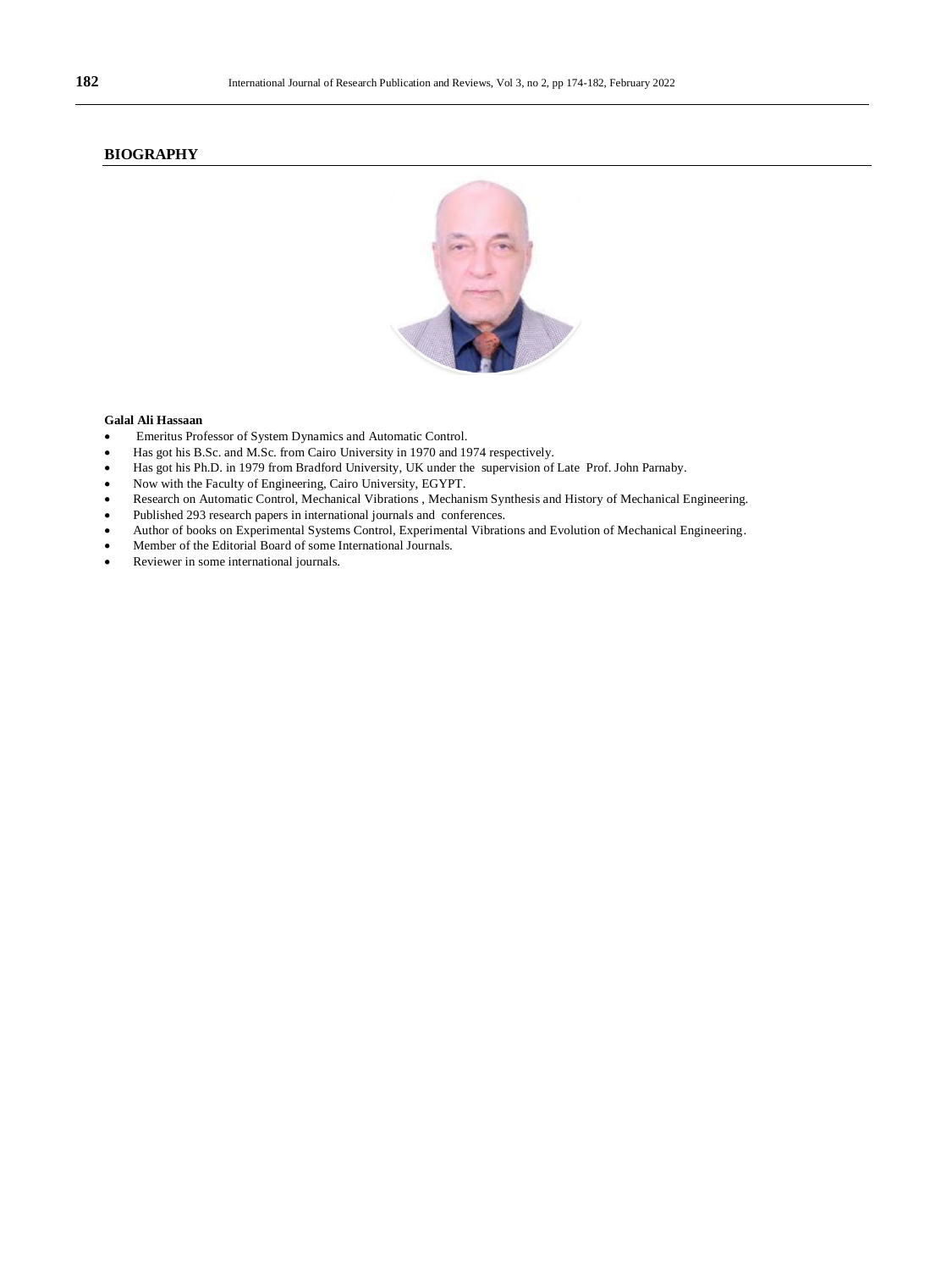## BIOGRAPHY

**Galal Ali Hassaan**

- Emeritus Professor of System Dynamics and Automatic Control.
- Has got his B.Sc. and M.Sc. from Cairo University in 1970 and 1974 respectively.
- Has got his Ph.D. in 1979 from Bradford University, UK under the supervision of Late Prof. John Parnaby.
- Now with the Faculty of Engineering, Cairo University, EGYPT.
- Research on Automatic Control, Mechanical Vibrations , Mechanism Synthesis and History of Mechanical Engineering.
- Published 293 research papers in international journals and conferences.
- Author of books on Experimental Systems Control, Experimental Vibrations and Evolution of Mechanical Engineering.
- Member of the Editorial Board of some International Journals.
- Reviewer in some international journals.